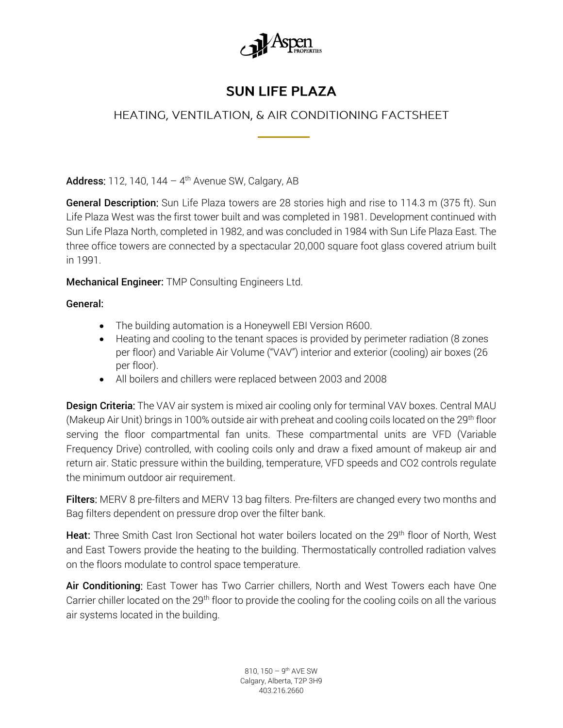# SUN LIFE PLAZA

## HEATING, VENTILATION, & AIR CONDITIONING FACTSHEET

**Address:** 112, 140, 144 – 4th Avenue SW, Calgary, AB

**General Description:** Sun Life Plaza towers are 28 stories high and rise to 114.3 m (375 ft). Sun Life Plaza West was the first tower built and was completed in 1981. Development continued with Sun Life Plaza North, completed in 1982, and was concluded in 1984 with Sun Life Plaza East. The three office towers are connected by a spectacular 20,000 square foot glass covered atrium built in 1991.

**Mechanical Engineer:** TMP Consulting Engineers Ltd.

**General:**

- The building automation is a Honeywell EBI Version R600.
- Heating and cooling to the tenant spaces is provided by perimeter radiation (8 zones per floor) and Variable Air Volume ("VAV") interior and exterior (cooling) air boxes (26 per floor).
- All boilers and chillers were replaced between 2003 and 2008

**Design Criteria:** The VAV air system is mixed air cooling only for terminal VAV boxes. Central MAU (Makeup Air Unit) brings in 100% outside air with preheat and cooling coils located on the 29th floor serving the floor compartmental fan units. These compartmental units are VFD (Variable Frequency Drive) controlled, with cooling coils only and draw a fixed amount of makeup air and return air. Static pressure within the building, temperature, VFD speeds and CO2 controls regulate the minimum outdoor air requirement.

**Filters:** MERV 8 pre-filters and MERV 13 bag filters. Pre-filters are changed every two months and Bag filters dependent on pressure drop over the filter bank.

**Heat:** Three Smith Cast Iron Sectional hot water boilers located on the 29th floor of North, West and East Towers provide the heating to the building. Thermostatically controlled radiation valves on the floors modulate to control space temperature.

**Air Conditioning:** East Tower has Two Carrier chillers, North and West Towers each have One Carrier chiller located on the 29th floor to provide the cooling for the cooling coils on all the various air systems located in the building.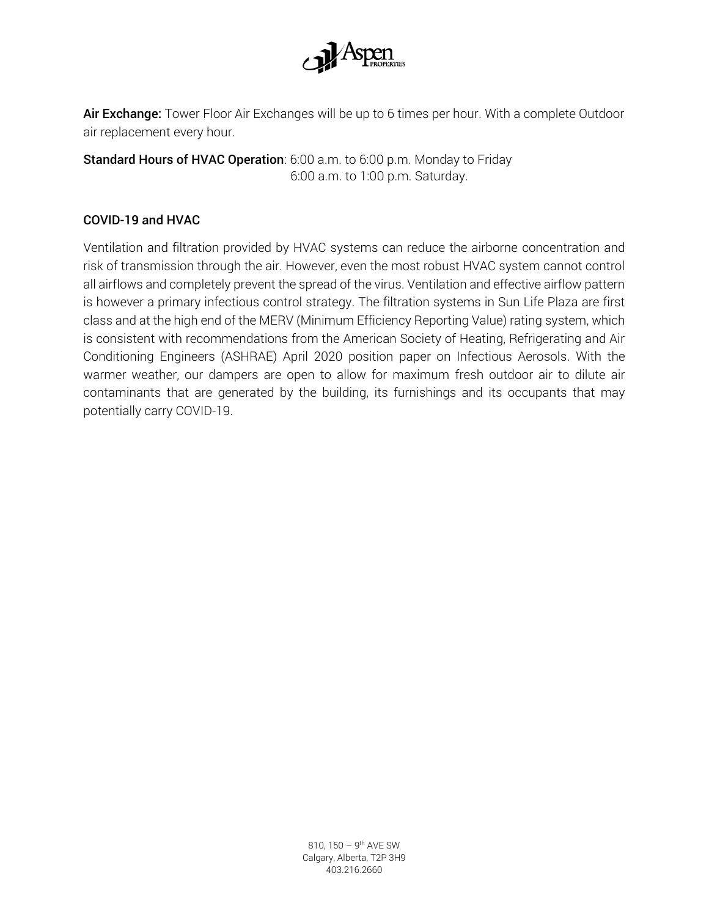**Air Exchange:** Tower Floor Air Exchanges will be up to 6 times per hour. With a complete Outdoor air replacement every hour.

**Standard Hours of HVAC Operation**: 6:00 a.m. to 6:00 p.m. Monday to Friday
6:00 a.m. to 1:00 p.m. Saturday.

## COVID-19 and HVAC

Ventilation and filtration provided by HVAC systems can reduce the airborne concentration and risk of transmission through the air. However, even the most robust HVAC system cannot control all airflows and completely prevent the spread of the virus. Ventilation and effective airflow pattern is however a primary infectious control strategy. The filtration systems in Sun Life Plaza are first class and at the high end of the MERV (Minimum Efficiency Reporting Value) rating system, which is consistent with recommendations from the American Society of Heating, Refrigerating and Air Conditioning Engineers (ASHRAE) April 2020 position paper on Infectious Aerosols. With the warmer weather, our dampers are open to allow for maximum fresh outdoor air to dilute air contaminants that are generated by the building, its furnishings and its occupants that may potentially carry COVID-19.